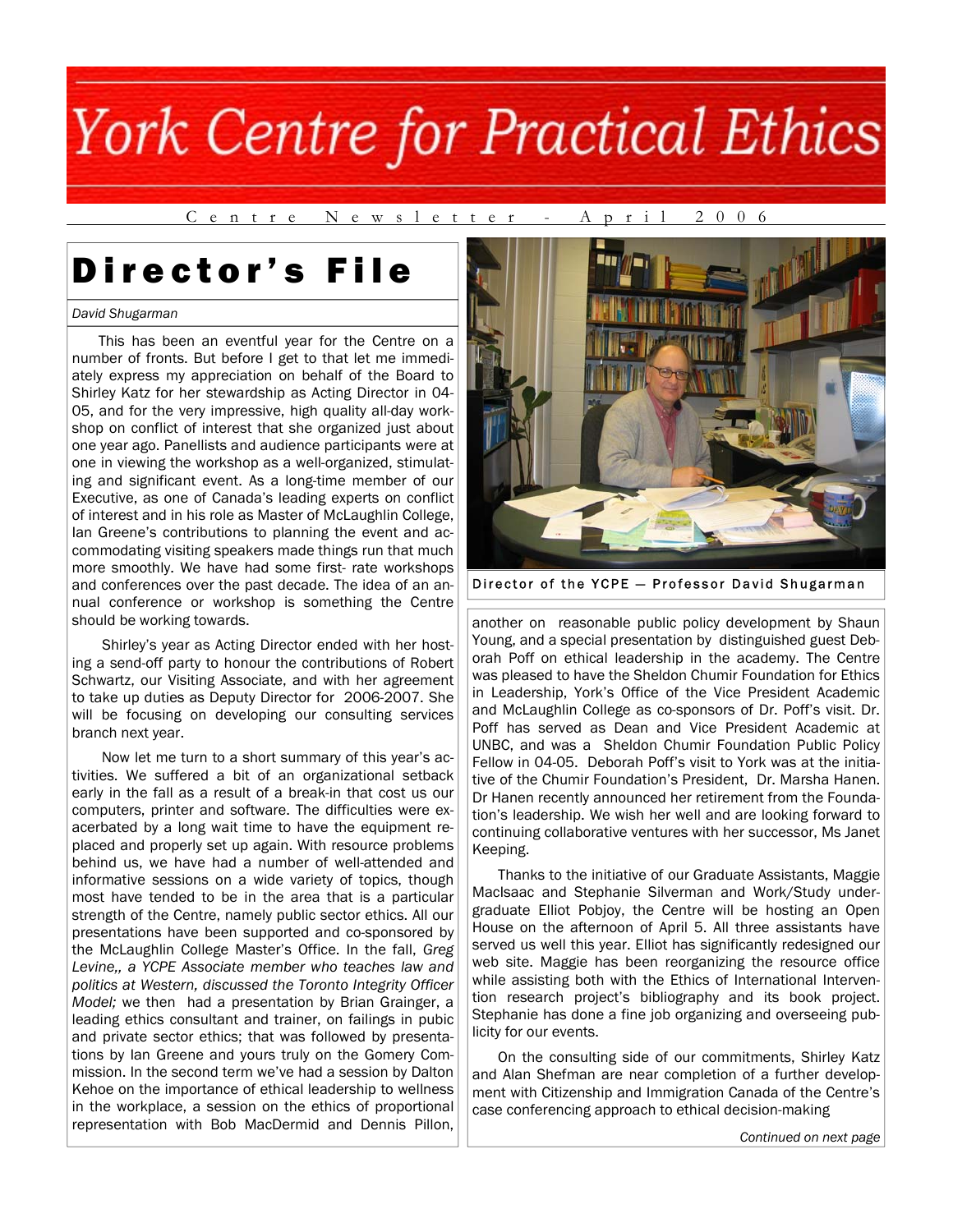# York Centre for Practical Ethics

Centre Newsletter - April 2006

## Director's File

*David Shugarman*

This has been an eventful year for the Centre on a number of fronts. But before I get to that let me immediately express my appreciation on behalf of the Board to Shirley Katz for her stewardship as Acting Director in 04-05, and for the very impressive, high quality all-day workshop on conflict of interest that she organized just about one year ago. Panellists and audience participants were at one in viewing the workshop as a well-organized, stimulating and significant event. As a long-time member of our Executive, as one of Canada's leading experts on conflict of interest and in his role as Master of McLaughlin College, Ian Greene's contributions to planning the event and accommodating visiting speakers made things run that much more smoothly. We have had some first- rate workshops and conferences over the past decade. The idea of an annual conference or workshop is something the Centre should be working towards.

Shirley's year as Acting Director ended with her hosting a send-off party to honour the contributions of Robert Schwartz, our Visiting Associate, and with her agreement to take up duties as Deputy Director for 2006-2007. She will be focusing on developing our consulting services branch next year.

Now let me turn to a short summary of this year's activities. We suffered a bit of an organizational setback early in the fall as a result of a break-in that cost us our computers, printer and software. The difficulties were exacerbated by a long wait time to have the equipment replaced and properly set up again. With resource problems behind us, we have had a number of well-attended and informative sessions on a wide variety of topics, though most have tended to be in the area that is a particular strength of the Centre, namely public sector ethics. All our presentations have been supported and co-sponsored by the McLaughlin College Master's Office. In the fall, *Greg Levine,, a YCPE Associate member who teaches law and politics at Western, discussed the Toronto Integrity Officer Model;* we then had a presentation by Brian Grainger, a leading ethics consultant and trainer, on failings in pubic and private sector ethics; that was followed by presentations by Ian Greene and yours truly on the Gomery Commission. In the second term we've had a session by Dalton Kehoe on the importance of ethical leadership to wellness in the workplace, a session on the ethics of proportional representation with Bob MacDermid and Dennis Pillon, another on reasonable public policy development by Shaun Young, and a special presentation by distinguished guest Deborah Poff on ethical leadership in the academy. The Centre was pleased to have the Sheldon Chumir Foundation for Ethics in Leadership, York's Office of the Vice President Academic and McLaughlin College as co-sponsors of Dr. Poff's visit. Dr. Poff has served as Dean and Vice President Academic at UNBC, and was a Sheldon Chumir Foundation Public Policy Fellow in 04-05. Deborah Poff's visit to York was at the initiative of the Chumir Foundation's President, Dr. Marsha Hanen. Dr Hanen recently announced her retirement from the Foundation's leadership. We wish her well and are looking forward to continuing collaborative ventures with her successor, Ms Janet Keeping.

Director of the YCPE — Professor David Shugarman

Thanks to the initiative of our Graduate Assistants, Maggie MacIsaac and Stephanie Silverman and Work/Study undergraduate Elliot Pobjoy, the Centre will be hosting an Open House on the afternoon of April 5. All three assistants have served us well this year. Elliot has significantly redesigned our web site. Maggie has been reorganizing the resource office while assisting both with the Ethics of International Intervention research project's bibliography and its book project. Stephanie has done a fine job organizing and overseeing publicity for our events.

On the consulting side of our commitments, Shirley Katz and Alan Shefman are near completion of a further development with Citizenship and Immigration Canada of the Centre's case conferencing approach to ethical decision-making

*Continued on next page*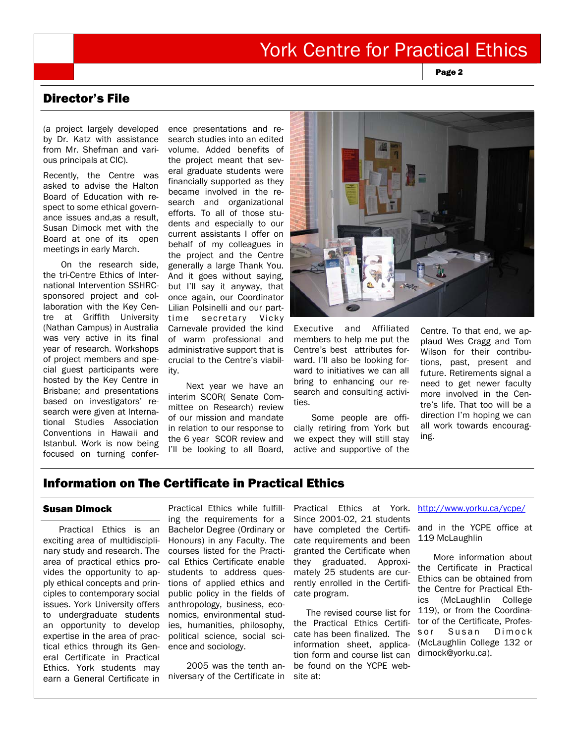## Director's File

(a project largely developed by Dr. Katz with assistance from Mr. Shefman and various principals at CIC).

Recently, the Centre was asked to advise the Halton Board of Education with respect to some ethical governance issues and,as a result, Susan Dimock met with the Board at one of its open meetings in early March.

On the research side, the tri-Centre Ethics of International Intervention SSHRC-sponsored project and collaboration with the Key Centre at Griffith University (Nathan Campus) in Australia was very active in its final year of research. Workshops of project members and special guest participants were hosted by the Key Centre in Brisbane; and presentations based on investigators' research were given at International Studies Association Conventions in Hawaii and Istanbul. Work is now being focused on turning conference presentations and research studies into an edited volume. Added benefits of the project meant that several graduate students were financially supported as they became involved in the research and organizational efforts. To all of those students and especially to our current assistants I offer on behalf of my colleagues in the project and the Centre generally a large Thank You. And it goes without saying, but I'll say it anyway, that once again, our Coordinator Lilian Polsinelli and our part-time secretary Vicky Carnevale provided the kind of warm professional and administrative support that is crucial to the Centre's viability.

Next year we have an interim SCOR( Senate Committee on Research) review of our mission and mandate in relation to our response to the 6 year SCOR review and I'll be looking to all Board, Executive and Affiliated members to help me put the Centre's best attributes forward. I'll also be looking forward to initiatives we can all bring to enhancing our research and consulting activities.

Some people are officially retiring from York but we expect they will still stay active and supportive of the Centre. To that end, we applaud Wes Cragg and Tom Wilson for their contributions, past, present and future. Retirements signal a need to get newer faculty more involved in the Centre's life. That too will be a direction I'm hoping we can all work towards encouraging.

## Information on The Certificate in Practical Ethics

### Susan Dimock

Practical Ethics is an exciting area of multidisciplinary study and research. The area of practical ethics provides the opportunity to apply ethical concepts and principles to contemporary social issues. York University offers to undergraduate students an opportunity to develop expertise in the area of practical ethics through its General Certificate in Practical Ethics. York students may earn a General Certificate in Practical Ethics while fulfilling the requirements for a Bachelor Degree (Ordinary or Honours) in any Faculty. The courses listed for the Practical Ethics Certificate enable students to address questions of applied ethics and public policy in the fields of anthropology, business, economics, environmental studies, humanities, philosophy, political science, social science and sociology.

2005 was the tenth anniversary of the Certificate in Practical Ethics at York. Since 2001-02, 21 students have completed the Certificate requirements and been granted the Certificate when they graduated. Approximately 25 students are currently enrolled in the Certificate program.

The revised course list for the Practical Ethics Certificate has been finalized. The information sheet, application form and course list can be found on the YCPE website at:

http://www.yorku.ca/ycpe/

and in the YCPE office at 119 McLaughlin

More information about the Certificate in Practical Ethics can be obtained from the Centre for Practical Ethics (McLaughlin College 119), or from the Coordinator of the Certificate, Professor Susan Dimock (McLaughlin College 132 or dimock@yorku.ca).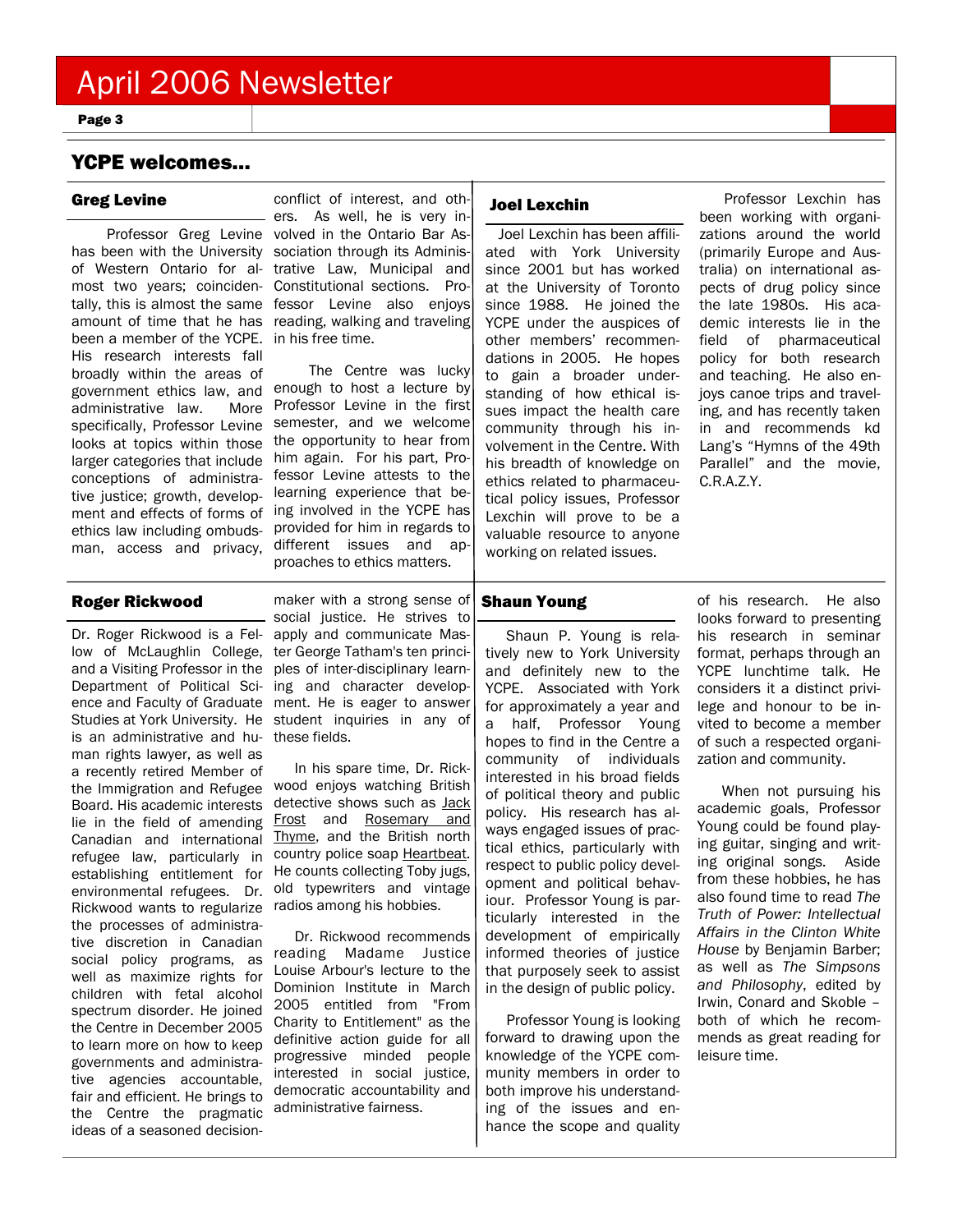## YCPE welcomes...

### Greg Levine

Professor Greg Levine has been with the University of Western Ontario for almost two years; coincidentally, this is almost the same amount of time that he has been a member of the YCPE. His research interests fall broadly within the areas of government ethics law, and administrative law. More specifically, Professor Levine looks at topics within those larger categories that include conceptions of administrative justice; growth, development and effects of forms of ethics law including ombudsman, access and privacy, conflict of interest, and others. As well, he is very involved in the Ontario Bar Association through its Administrative Law, Municipal and Constitutional sections. Professor Levine also enjoys reading, walking and traveling in his free time.

The Centre was lucky enough to host a lecture by Professor Levine in the first semester, and we welcome the opportunity to hear from him again. For his part, Professor Levine attests to the learning experience that being involved in the YCPE has provided for him in regards to different issues and approaches to ethics matters.

### Joel Lexchin

Joel Lexchin has been affiliated with York University since 2001 but has worked at the University of Toronto since 1988. He joined the YCPE under the auspices of other members' recommendations in 2005. He hopes to gain a broader understanding of how ethical issues impact the health care community through his involvement in the Centre. With his breadth of knowledge on ethics related to pharmaceutical policy issues, Professor Lexchin will prove to be a valuable resource to anyone working on related issues.

Professor Lexchin has been working with organizations around the world (primarily Europe and Australia) on international aspects of drug policy since the late 1980s. His academic interests lie in the field of pharmaceutical policy for both research and teaching. He also enjoys canoe trips and traveling, and has recently taken in and recommends kd Lang's "Hymns of the 49th Parallel" and the movie, C.R.A.Z.Y.

### Roger Rickwood

Dr. Roger Rickwood is a Fellow of McLaughlin College, and a Visiting Professor in the Department of Political Science and Faculty of Graduate Studies at York University. He is an administrative and human rights lawyer, as well as a recently retired Member of the Immigration and Refugee Board. His academic interests lie in the field of amending Canadian and international refugee law, particularly in establishing entitlement for environmental refugees. Dr. Rickwood wants to regularize the processes of administrative discretion in Canadian social policy programs, as well as maximize rights for children with fetal alcohol spectrum disorder. He joined the Centre in December 2005 to learn more on how to keep governments and administrative agencies accountable, fair and efficient. He brings to the Centre the pragmatic ideas of a seasoned decision-maker with a strong sense of social justice. He strives to apply and communicate Master George Tatham's ten principles of inter-disciplinary learning and character development. He is eager to answer student inquiries in any of these fields.

In his spare time, Dr. Rickwood enjoys watching British detective shows such as Jack Frost and Rosemary and Thyme, and the British north country police soap Heartbeat. He counts collecting Toby jugs, old typewriters and vintage radios among his hobbies.

Dr. Rickwood recommends reading Madame Justice Louise Arbour's lecture to the Dominion Institute in March 2005 entitled from "From Charity to Entitlement" as the definitive action guide for all progressive minded people interested in social justice, democratic accountability and administrative fairness.

### Shaun Young

Shaun P. Young is relatively new to York University and definitely new to the YCPE. Associated with York for approximately a year and a half, Professor Young hopes to find in the Centre a community of individuals interested in his broad fields of political theory and public policy. His research has always engaged issues of practical ethics, particularly with respect to public policy development and political behaviour. Professor Young is particularly interested in the development of empirically informed theories of justice that purposely seek to assist in the design of public policy.

Professor Young is looking forward to drawing upon the knowledge of the YCPE community members in order to both improve his understanding of the issues and enhance the scope and quality of his research. He also looks forward to presenting his research in seminar format, perhaps through an YCPE lunchtime talk. He considers it a distinct privilege and honour to be invited to become a member of such a respected organization and community.

When not pursuing his academic goals, Professor Young could be found playing guitar, singing and writing original songs. Aside from these hobbies, he has also found time to read *The Truth of Power: Intellectual Affairs in the Clinton White House* by Benjamin Barber; as well as *The Simpsons and Philosophy*, edited by Irwin, Conard and Skoble – both of which he recommends as great reading for leisure time.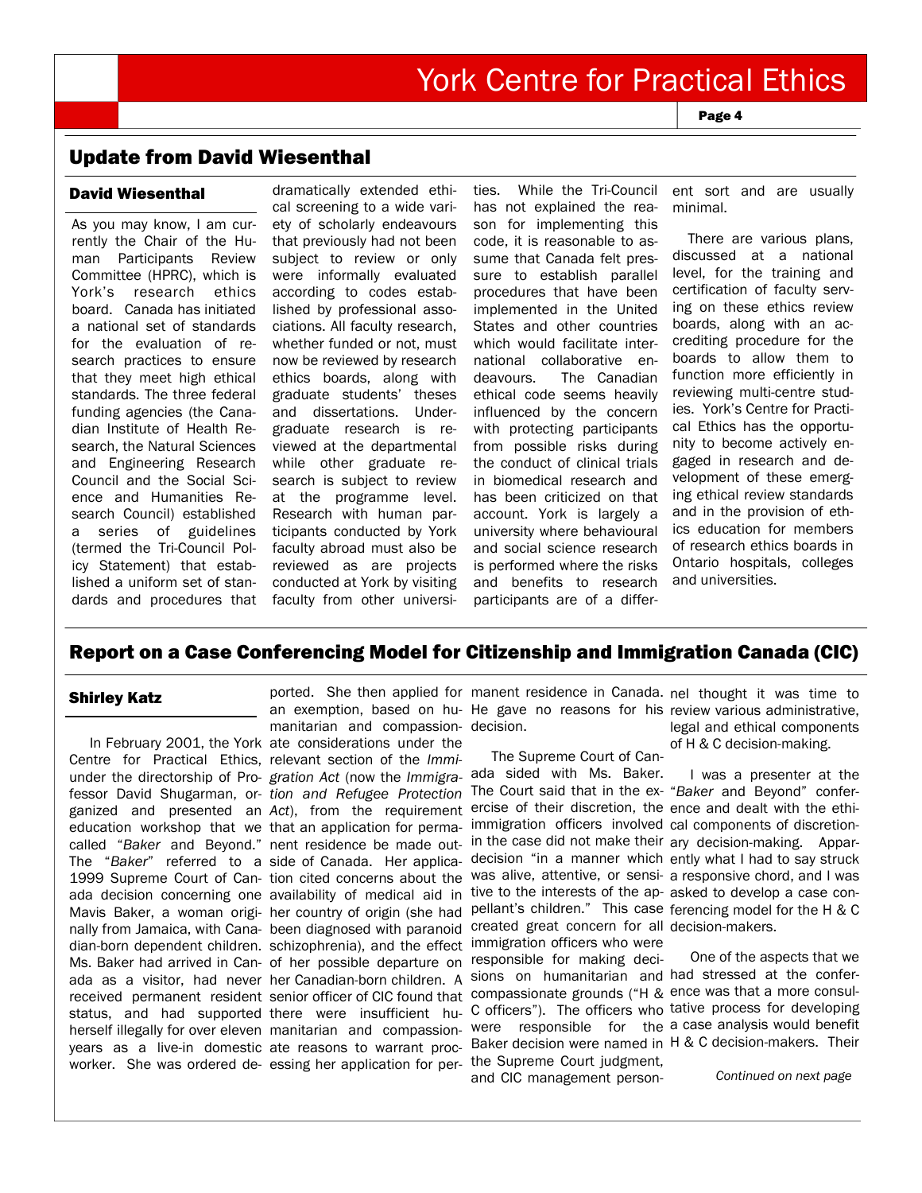## Update from David Wiesenthal

### David Wiesenthal

As you may know, I am currently the Chair of the Human Participants Review Committee (HPRC), which is York's research ethics board. Canada has initiated a national set of standards for the evaluation of research practices to ensure that they meet high ethical standards. The three federal funding agencies (the Canadian Institute of Health Research, the Natural Sciences and Engineering Research Council and the Social Science and Humanities Research Council) established a series of guidelines (termed the Tri-Council Policy Statement) that established a uniform set of standards and procedures that dramatically extended ethical screening to a wide variety of scholarly endeavours that previously had not been subject to review or only were informally evaluated according to codes established by professional associations. All faculty research, whether funded or not, must now be reviewed by research ethics boards, along with graduate students' theses and dissertations. Undergraduate research is reviewed at the departmental while other graduate research is subject to review at the programme level. Research with human participants conducted by York faculty abroad must also be reviewed as are projects conducted at York by visiting faculty from other universities. While the Tri-Council has not explained the reason for implementing this code, it is reasonable to assume that Canada felt pressure to establish parallel procedures that have been implemented in the United States and other countries which would facilitate international collaborative endeavours. The Canadian ethical code seems heavily influenced by the concern with protecting participants from possible risks during the conduct of clinical trials in biomedical research and has been criticized on that account. York is largely a university where behavioural and social science research is performed where the risks and benefits to research participants are of a different sort and are usually minimal.

There are various plans, discussed at a national level, for the training and certification of faculty serving on these ethics review boards, along with an accrediting procedure for the boards to allow them to function more efficiently in reviewing multi-centre studies. York's Centre for Practical Ethics has the opportunity to become actively engaged in research and development of these emerging ethical review standards and in the provision of ethics education for members of research ethics boards in Ontario hospitals, colleges and universities.

## Report on a Case Conferencing Model for Citizenship and Immigration Canada (CIC)

### Shirley Katz

In February 2001, the York Centre for Practical Ethics, under the directorship of Professor David Shugarman, organized and presented an education workshop that we called "*Baker* and Beyond." The "*Baker*" referred to a 1999 Supreme Court of Canada decision concerning one Mavis Baker, a woman originally from Jamaica, with Canadian-born dependent children. Ms. Baker had arrived in Canada as a visitor, had never received permanent resident status, and had supported herself illegally for over eleven years as a live-in domestic worker. She was ordered deported. She then applied for an exemption, based on humanitarian and compassionate considerations under the relevant section of the *Immigration Act* (now the *Immigration and Refugee Protection Act*), from the requirement that an application for permanent residence be made outside of Canada. Her application cited concerns about the availability of medical aid in her country of origin (she had been diagnosed with paranoid schizophrenia), and the effect of her possible departure on her Canadian-born children. A senior officer of CIC found that there were insufficient humanitarian and compassionate reasons to warrant processing her application for permanent residence in Canada. He gave no reasons for his decision.

The Supreme Court of Canada sided with Ms. Baker. The Court said that in the exercise of their discretion, the immigration officers involved in the case did not make their decision "in a manner which was alive, attentive, or sensitive to the interests of the appellant's children." This case created great concern for all immigration officers who were responsible for making decisions on humanitarian and compassionate grounds ("H & C officers"). The officers who were responsible for the Baker decision were named in the Supreme Court judgment, and CIC management personnel thought it was time to review various administrative, legal and ethical components of H & C decision-making.

I was a presenter at the "*Baker* and Beyond" conference and dealt with the ethical components of discretionary decision-making. Apparently what I had to say struck a responsive chord, and I was asked to develop a case conferencing model for the H & C decision-makers.

One of the aspects that we had stressed at the conference was that a more consultative process for developing a case analysis would benefit H & C decision-makers. Their

*Continued on next page*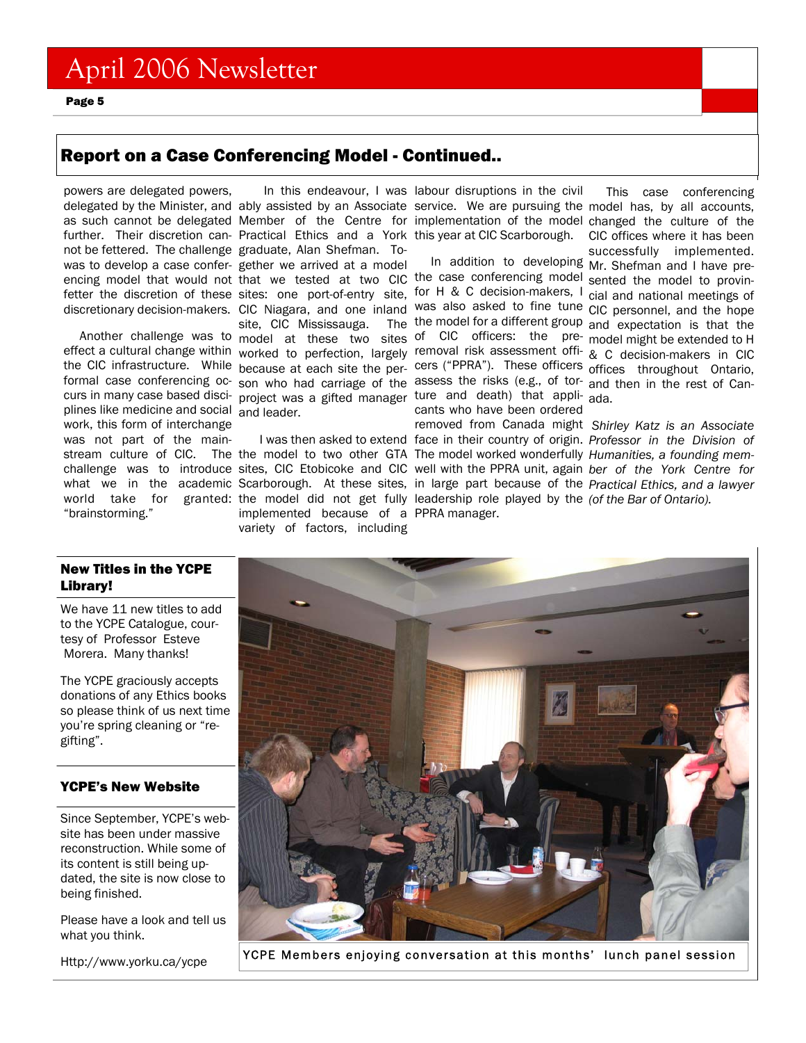## Report on a Case Conferencing Model - Continued..

powers are delegated powers, delegated by the Minister, and as such cannot be delegated further. Their discretion cannot be fettered. The challenge was to develop a case conferencing model that would not fetter the discretion of these discretionary decision-makers.

Another challenge was to effect a cultural change within the CIC infrastructure. While formal case conferencing occurs in many case based disciplines like medicine and social work, this form of interchange was not part of the mainstream culture of CIC. The challenge was to introduce what we in the academic world take for granted: "brainstorming."

In this endeavour, I was ably assisted by an Associate Member of the Centre for Practical Ethics and a York graduate, Alan Shefman. Together we arrived at a model that we tested at two CIC sites: one port-of-entry site, CIC Niagara, and one inland site, CIC Mississauga. The model at these two sites worked to perfection, largely because at each site the person who had carriage of the project was a gifted manager and leader.

I was then asked to extend the model to two other GTA sites, CIC Etobicoke and CIC Scarborough. At these sites, the model did not get fully implemented because of a variety of factors, including labour disruptions in the civil service. We are pursuing the implementation of the model this year at CIC Scarborough.

In addition to developing the case conferencing model for H & C decision-makers, I was also asked to fine tune the model for a different group of CIC officers: the pre-removal risk assessment officers ("PPRA"). These officers assess the risks (e.g., of torture and death) that applicants who have been ordered removed from Canada might face in their country of origin. The model worked wonderfully well with the PPRA unit, again in large part because of the leadership role played by the PPRA manager.

This case conferencing model has, by all accounts, changed the culture of the CIC offices where it has been successfully implemented. Mr. Shefman and I have presented the model to provincial and national meetings of CIC personnel, and the hope and expectation is that the model might be extended to H & C decision-makers in CIC offices throughout Ontario, and then in the rest of Canada.

*Shirley Katz is an Associate Professor in the Division of Humanities, a founding member of the York Centre for Practical Ethics, and a lawyer (of the Bar of Ontario).*

### New Titles in the YCPE Library!

We have 11 new titles to add to the YCPE Catalogue, courtesy of Professor Esteve Morera. Many thanks!

The YCPE graciously accepts donations of any Ethics books so please think of us next time you're spring cleaning or "re-gifting".

### YCPE's New Website

Since September, YCPE's website has been under massive reconstruction. While some of its content is still being updated, the site is now close to being finished.

Please have a look and tell us what you think.

Http://www.yorku.ca/ycpe

YCPE Members enjoying conversation at this months' lunch panel session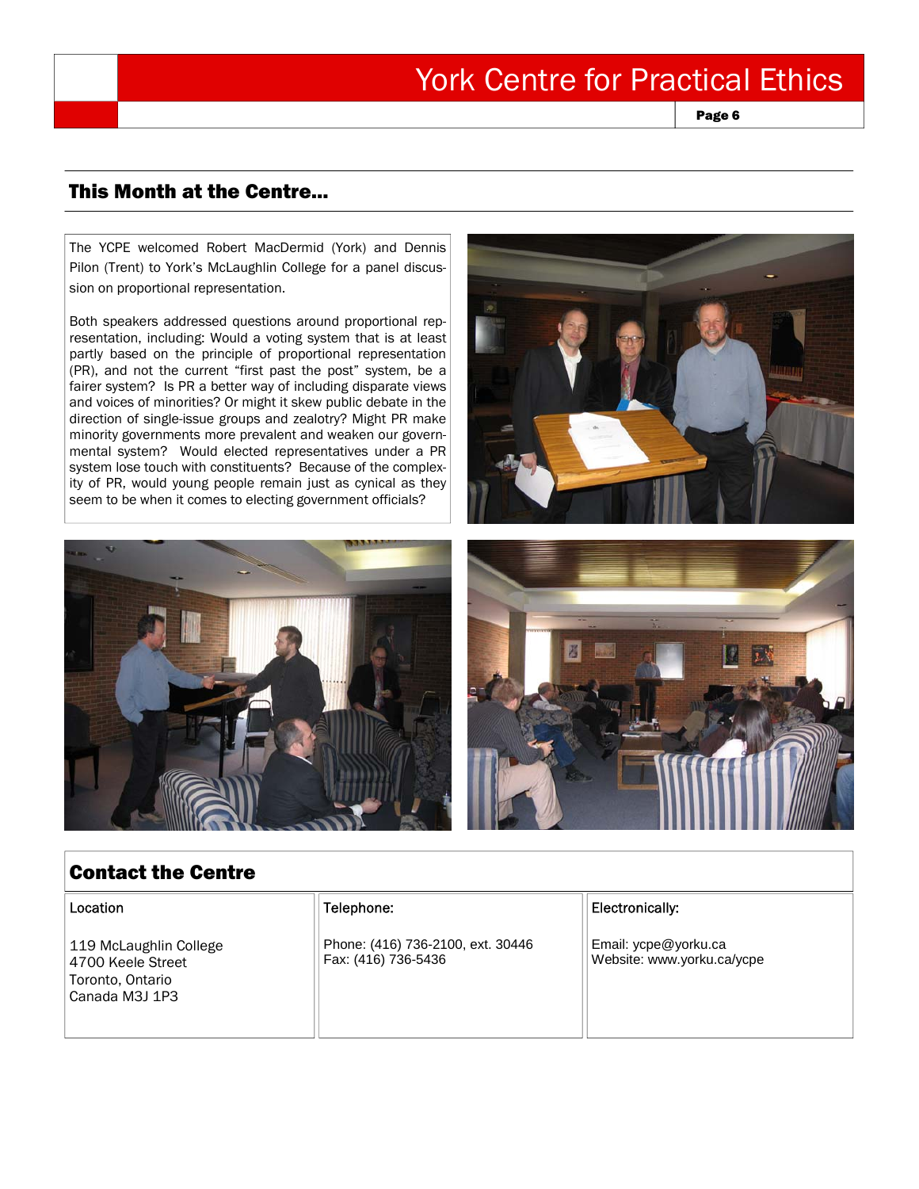## This Month at the Centre...

The YCPE welcomed Robert MacDermid (York) and Dennis Pilon (Trent) to York's McLaughlin College for a panel discussion on proportional representation.

Both speakers addressed questions around proportional representation, including: Would a voting system that is at least partly based on the principle of proportional representation (PR), and not the current "first past the post" system, be a fairer system? Is PR a better way of including disparate views and voices of minorities? Or might it skew public debate in the direction of single-issue groups and zealotry? Might PR make minority governments more prevalent and weaken our governmental system? Would elected representatives under a PR system lose touch with constituents? Because of the complexity of PR, would young people remain just as cynical as they seem to be when it comes to electing government officials?

## Contact the Centre

| Location | Telephone: | Electronically: |
|---|---|---|
| 119 McLaughlin College<br>4700 Keele Street<br>Toronto, Ontario<br>Canada M3J 1P3 | Phone: (416) 736-2100, ext. 30446<br>Fax: (416) 736-5436 | Email: ycpe@yorku.ca<br>Website: www.yorku.ca/ycpe |